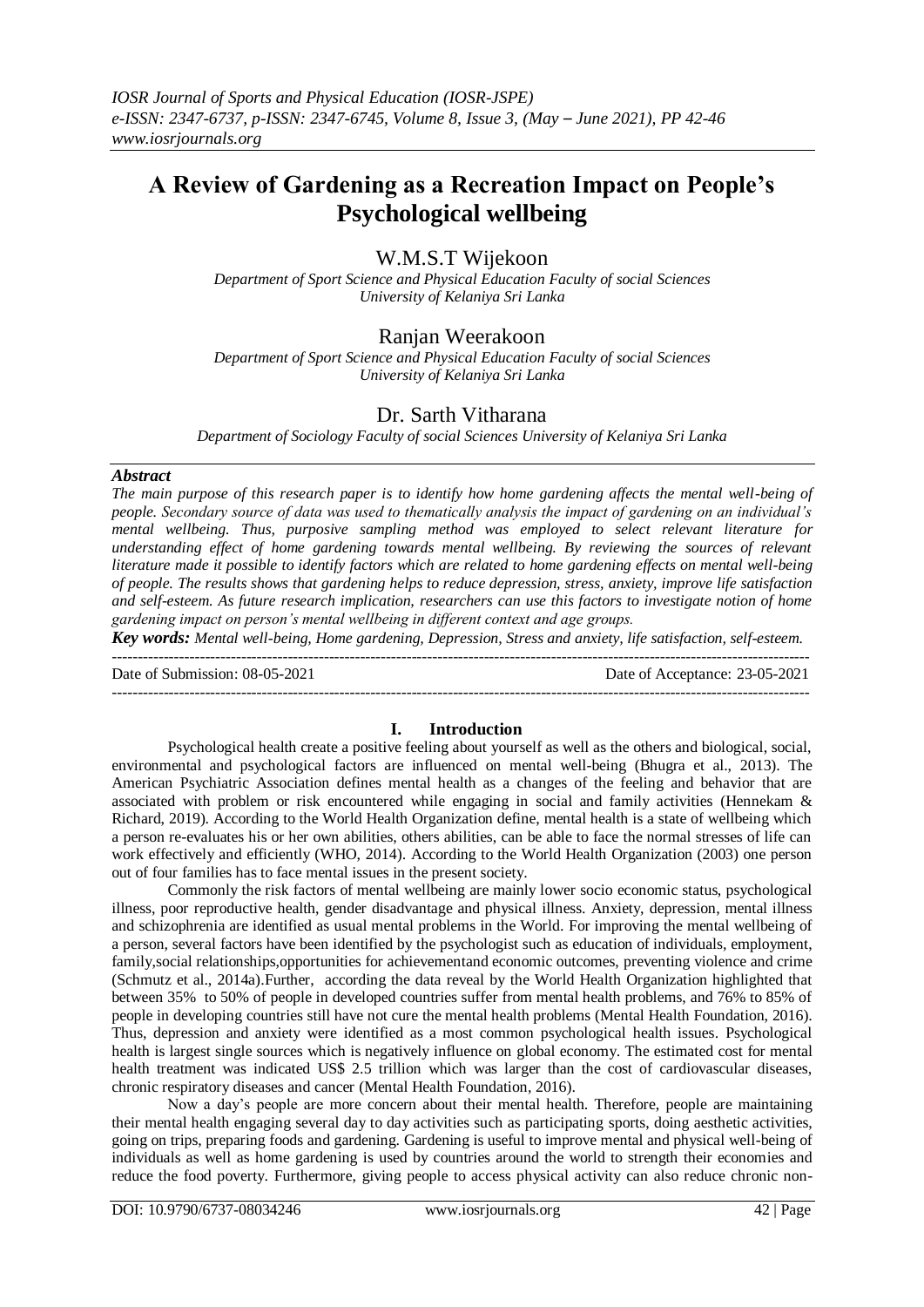# A Review of Gardening as a Recreation Impact on People's Psychological wellbeing

W.M.S.T Wijekoon

*Department of Sport Science and Physical Education Faculty of social Sciences University of Kelaniya Sri Lanka*

Ranjan Weerakoon

*Department of Sport Science and Physical Education Faculty of social Sciences University of Kelaniya Sri Lanka*

Dr. Sarth Vitharana

*Department of Sociology Faculty of social Sciences University of Kelaniya Sri Lanka*

## *Abstract*

*The main purpose of this research paper is to identify how home gardening affects the mental well-being of people. Secondary source of data was used to thematically analysis the impact of gardening on an individual's mental wellbeing. Thus, purposive sampling method was employed to select relevant literature for understanding effect of home gardening towards mental wellbeing. By reviewing the sources of relevant literature made it possible to identify factors which are related to home gardening effects on mental well-being of people. The results shows that gardening helps to reduce depression, stress, anxiety, improve life satisfaction and self-esteem. As future research implication, researchers can use this factors to investigate notion of home gardening impact on person's mental wellbeing in different context and age groups.*

***Key words:*** *Mental well-being, Home gardening, Depression, Stress and anxiety, life satisfaction, self-esteem.*

---

Date of Submission: 08-05-2021 Date of Acceptance: 23-05-2021

---

## I. Introduction

Psychological health create a positive feeling about yourself as well as the others and biological, social, environmental and psychological factors are influenced on mental well-being (Bhugra et al., 2013). The American Psychiatric Association defines mental health as a changes of the feeling and behavior that are associated with problem or risk encountered while engaging in social and family activities (Hennekam & Richard, 2019). According to the World Health Organization define, mental health is a state of wellbeing which a person re-evaluates his or her own abilities, others abilities, can be able to face the normal stresses of life can work effectively and efficiently (WHO, 2014). According to the World Health Organization (2003) one person out of four families has to face mental issues in the present society.

Commonly the risk factors of mental wellbeing are mainly lower socio economic status, psychological illness, poor reproductive health, gender disadvantage and physical illness. Anxiety, depression, mental illness and schizophrenia are identified as usual mental problems in the World. For improving the mental wellbeing of a person, several factors have been identified by the psychologist such as education of individuals, employment, family,social relationships,opportunities for achievementand economic outcomes, preventing violence and crime (Schmutz et al., 2014a).Further, according the data reveal by the World Health Organization highlighted that between 35% to 50% of people in developed countries suffer from mental health problems, and 76% to 85% of people in developing countries still have not cure the mental health problems (Mental Health Foundation, 2016). Thus, depression and anxiety were identified as a most common psychological health issues. Psychological health is largest single sources which is negatively influence on global economy. The estimated cost for mental health treatment was indicated US$ 2.5 trillion which was larger than the cost of cardiovascular diseases, chronic respiratory diseases and cancer (Mental Health Foundation, 2016).

Now a day's people are more concern about their mental health. Therefore, people are maintaining their mental health engaging several day to day activities such as participating sports, doing aesthetic activities, going on trips, preparing foods and gardening. Gardening is useful to improve mental and physical well-being of individuals as well as home gardening is used by countries around the world to strength their economies and reduce the food poverty. Furthermore, giving people to access physical activity can also reduce chronic non-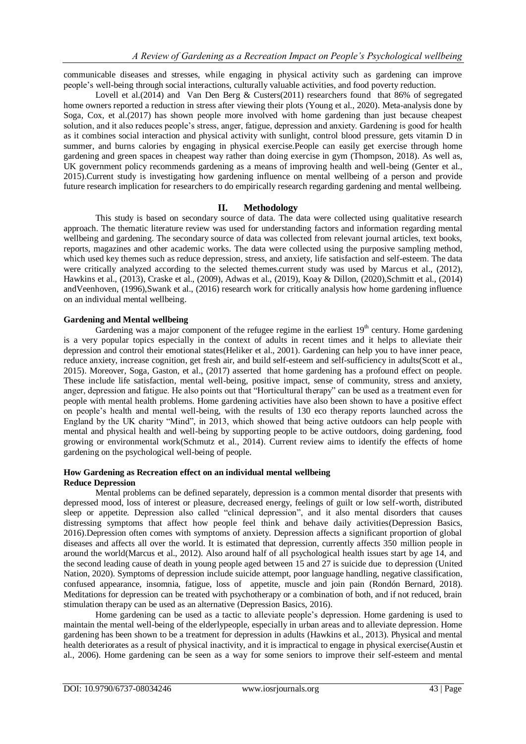communicable diseases and stresses, while engaging in physical activity such as gardening can improve people's well-being through social interactions, culturally valuable activities, and food poverty reduction.

Lovell et al.(2014) and Van Den Berg & Custers(2011) researchers found that 86% of segregated home owners reported a reduction in stress after viewing their plots (Young et al., 2020). Meta-analysis done by Soga, Cox, et al.(2017) has shown people more involved with home gardening than just because cheapest solution, and it also reduces people's stress, anger, fatigue, depression and anxiety. Gardening is good for health as it combines social interaction and physical activity with sunlight, control blood pressure, gets vitamin D in summer, and burns calories by engaging in physical exercise.People can easily get exercise through home gardening and green spaces in cheapest way rather than doing exercise in gym (Thompson, 2018). As well as, UK government policy recommends gardening as a means of improving health and well-being (Genter et al., 2015).Current study is investigating how gardening influence on mental wellbeing of a person and provide future research implication for researchers to do empirically research regarding gardening and mental wellbeing.

## II. Methodology

This study is based on secondary source of data. The data were collected using qualitative research approach. The thematic literature review was used for understanding factors and information regarding mental wellbeing and gardening. The secondary source of data was collected from relevant journal articles, text books, reports, magazines and other academic works. The data were collected using the purposive sampling method, which used key themes such as reduce depression, stress, and anxiety, life satisfaction and self-esteem. The data were critically analyzed according to the selected themes.current study was used by Marcus et al., (2012), Hawkins et al., (2013), Craske et al., (2009), Adwas et al., (2019), Koay & Dillon, (2020),Schmitt et al., (2014) andVeenhoven, (1996),Swank et al., (2016) research work for critically analysis how home gardening influence on an individual mental wellbeing.

### Gardening and Mental wellbeing

Gardening was a major component of the refugee regime in the earliest 19th century. Home gardening is a very popular topics especially in the context of adults in recent times and it helps to alleviate their depression and control their emotional states(Heliker et al., 2001). Gardening can help you to have inner peace, reduce anxiety, increase cognition, get fresh air, and build self-esteem and self-sufficiency in adults(Scott et al., 2015). Moreover, Soga, Gaston, et al., (2017) asserted that home gardening has a profound effect on people. These include life satisfaction, mental well-being, positive impact, sense of community, stress and anxiety, anger, depression and fatigue. He also points out that "Horticultural therapy" can be used as a treatment even for people with mental health problems. Home gardening activities have also been shown to have a positive effect on people's health and mental well-being, with the results of 130 eco therapy reports launched across the England by the UK charity "Mind", in 2013, which showed that being active outdoors can help people with mental and physical health and well-being by supporting people to be active outdoors, doing gardening, food growing or environmental work(Schmutz et al., 2014). Current review aims to identify the effects of home gardening on the psychological well-being of people.

### How Gardening as Recreation effect on an individual mental wellbeing

#### Reduce Depression

Mental problems can be defined separately, depression is a common mental disorder that presents with depressed mood, loss of interest or pleasure, decreased energy, feelings of guilt or low self-worth, distributed sleep or appetite. Depression also called "clinical depression", and it also mental disorders that causes distressing symptoms that affect how people feel think and behave daily activities(Depression Basics, 2016).Depression often comes with symptoms of anxiety. Depression affects a significant proportion of global diseases and affects all over the world. It is estimated that depression, currently affects 350 million people in around the world(Marcus et al., 2012). Also around half of all psychological health issues start by age 14, and the second leading cause of death in young people aged between 15 and 27 is suicide due to depression (United Nation, 2020). Symptoms of depression include suicide attempt, poor language handling, negative classification, confused appearance, insomnia, fatigue, loss of appetite, muscle and join pain (Rondón Bernard, 2018). Meditations for depression can be treated with psychotherapy or a combination of both, and if not reduced, brain stimulation therapy can be used as an alternative (Depression Basics, 2016).

Home gardening can be used as a tactic to alleviate people's depression. Home gardening is used to maintain the mental well-being of the elderlypeople, especially in urban areas and to alleviate depression. Home gardening has been shown to be a treatment for depression in adults (Hawkins et al., 2013). Physical and mental health deteriorates as a result of physical inactivity, and it is impractical to engage in physical exercise(Austin et al., 2006). Home gardening can be seen as a way for some seniors to improve their self-esteem and mental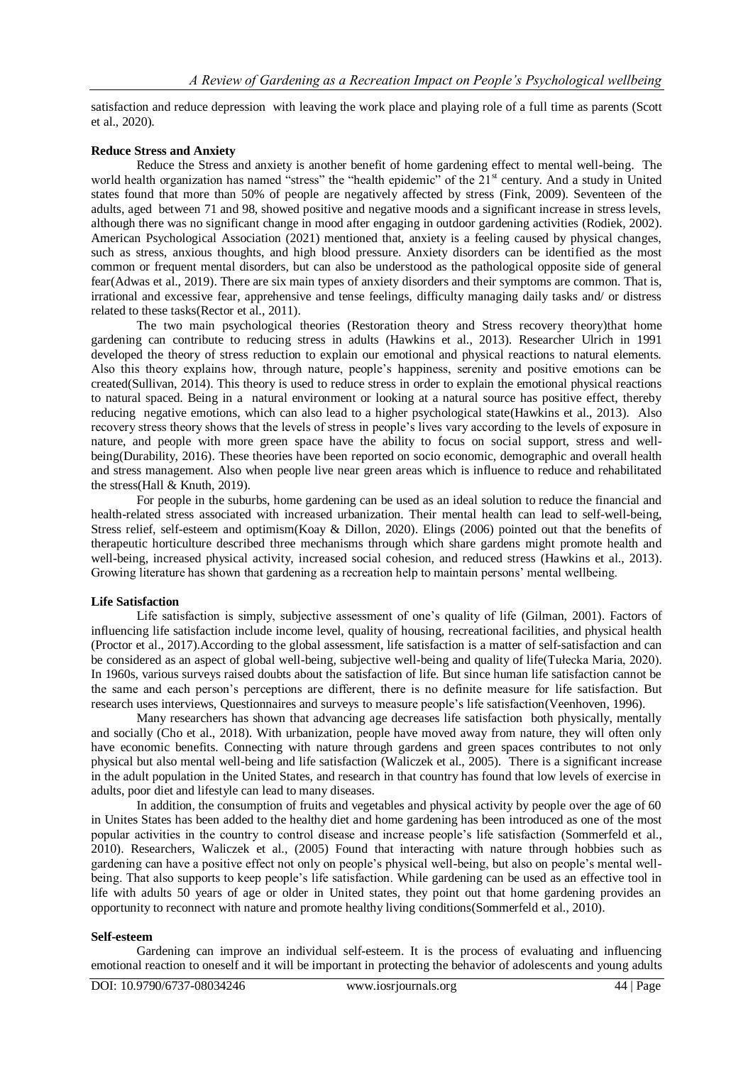satisfaction and reduce depression with leaving the work place and playing role of a full time as parents (Scott et al., 2020).

**Reduce Stress and Anxiety**

Reduce the Stress and anxiety is another benefit of home gardening effect to mental well-being. The world health organization has named "stress" the "health epidemic" of the 21st century. And a study in United states found that more than 50% of people are negatively affected by stress (Fink, 2009). Seventeen of the adults, aged between 71 and 98, showed positive and negative moods and a significant increase in stress levels, although there was no significant change in mood after engaging in outdoor gardening activities (Rodiek, 2002). American Psychological Association (2021) mentioned that, anxiety is a feeling caused by physical changes, such as stress, anxious thoughts, and high blood pressure. Anxiety disorders can be identified as the most common or frequent mental disorders, but can also be understood as the pathological opposite side of general fear(Adwas et al., 2019). There are six main types of anxiety disorders and their symptoms are common. That is, irrational and excessive fear, apprehensive and tense feelings, difficulty managing daily tasks and/ or distress related to these tasks(Rector et al., 2011).

The two main psychological theories (Restoration theory and Stress recovery theory)that home gardening can contribute to reducing stress in adults (Hawkins et al., 2013). Researcher Ulrich in 1991 developed the theory of stress reduction to explain our emotional and physical reactions to natural elements. Also this theory explains how, through nature, people's happiness, serenity and positive emotions can be created(Sullivan, 2014). This theory is used to reduce stress in order to explain the emotional physical reactions to natural spaced. Being in a natural environment or looking at a natural source has positive effect, thereby reducing negative emotions, which can also lead to a higher psychological state(Hawkins et al., 2013). Also recovery stress theory shows that the levels of stress in people's lives vary according to the levels of exposure in nature, and people with more green space have the ability to focus on social support, stress and well-being(Durability, 2016). These theories have been reported on socio economic, demographic and overall health and stress management. Also when people live near green areas which is influence to reduce and rehabilitated the stress(Hall & Knuth, 2019).

For people in the suburbs, home gardening can be used as an ideal solution to reduce the financial and health-related stress associated with increased urbanization. Their mental health can lead to self-well-being, Stress relief, self-esteem and optimism(Koay & Dillon, 2020). Elings (2006) pointed out that the benefits of therapeutic horticulture described three mechanisms through which share gardens might promote health and well-being, increased physical activity, increased social cohesion, and reduced stress (Hawkins et al., 2013). Growing literature has shown that gardening as a recreation help to maintain persons' mental wellbeing.

**Life Satisfaction**

Life satisfaction is simply, subjective assessment of one's quality of life (Gilman, 2001). Factors of influencing life satisfaction include income level, quality of housing, recreational facilities, and physical health (Proctor et al., 2017).According to the global assessment, life satisfaction is a matter of self-satisfaction and can be considered as an aspect of global well-being, subjective well-being and quality of life(Tułecka Maria, 2020). In 1960s, various surveys raised doubts about the satisfaction of life. But since human life satisfaction cannot be the same and each person's perceptions are different, there is no definite measure for life satisfaction. But research uses interviews, Questionnaires and surveys to measure people's life satisfaction(Veenhoven, 1996).

Many researchers has shown that advancing age decreases life satisfaction both physically, mentally and socially (Cho et al., 2018). With urbanization, people have moved away from nature, they will often only have economic benefits. Connecting with nature through gardens and green spaces contributes to not only physical but also mental well-being and life satisfaction (Waliczek et al., 2005). There is a significant increase in the adult population in the United States, and research in that country has found that low levels of exercise in adults, poor diet and lifestyle can lead to many diseases.

In addition, the consumption of fruits and vegetables and physical activity by people over the age of 60 in Unites States has been added to the healthy diet and home gardening has been introduced as one of the most popular activities in the country to control disease and increase people's life satisfaction (Sommerfeld et al., 2010). Researchers, Waliczek et al., (2005) Found that interacting with nature through hobbies such as gardening can have a positive effect not only on people's physical well-being, but also on people's mental well-being. That also supports to keep people's life satisfaction. While gardening can be used as an effective tool in life with adults 50 years of age or older in United states, they point out that home gardening provides an opportunity to reconnect with nature and promote healthy living conditions(Sommerfeld et al., 2010).

**Self-esteem**

Gardening can improve an individual self-esteem. It is the process of evaluating and influencing emotional reaction to oneself and it will be important in protecting the behavior of adolescents and young adults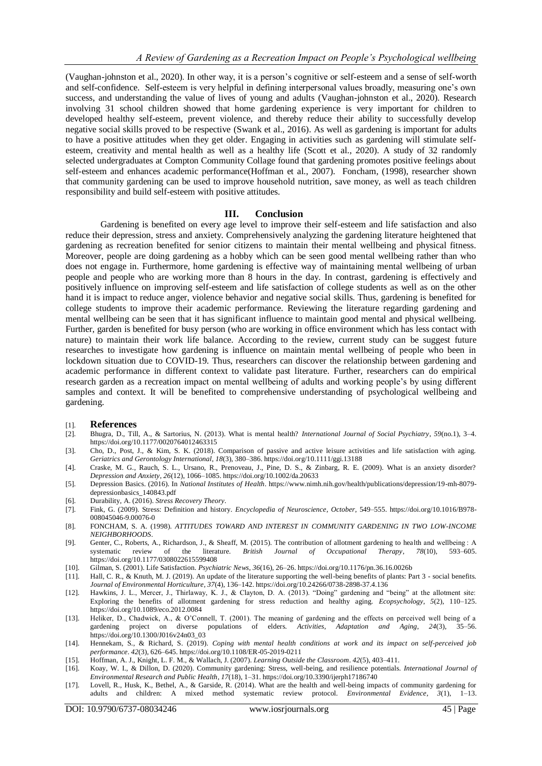(Vaughan-johnston et al., 2020). In other way, it is a person's cognitive or self-esteem and a sense of self-worth and self-confidence. Self-esteem is very helpful in defining interpersonal values broadly, measuring one's own success, and understanding the value of lives of young and adults (Vaughan-johnston et al., 2020). Research involving 31 school children showed that home gardening experience is very important for children to developed healthy self-esteem, prevent violence, and thereby reduce their ability to successfully develop negative social skills proved to be respective (Swank et al., 2016). As well as gardening is important for adults to have a positive attitudes when they get older. Engaging in activities such as gardening will stimulate self-esteem, creativity and mental health as well as a healthy life (Scott et al., 2020). A study of 32 randomly selected undergraduates at Compton Community Collage found that gardening promotes positive feelings about self-esteem and enhances academic performance(Hoffman et al., 2007). Foncham, (1998), researcher shown that community gardening can be used to improve household nutrition, save money, as well as teach children responsibility and build self-esteem with positive attitudes.

## III. Conclusion

Gardening is benefited on every age level to improve their self-esteem and life satisfaction and also reduce their depression, stress and anxiety. Comprehensively analyzing the gardening literature heightened that gardening as recreation benefited for senior citizens to maintain their mental wellbeing and physical fitness. Moreover, people are doing gardening as a hobby which can be seen good mental wellbeing rather than who does not engage in. Furthermore, home gardening is effective way of maintaining mental wellbeing of urban people and people who are working more than 8 hours in the day. In contrast, gardening is effectively and positively influence on improving self-esteem and life satisfaction of college students as well as on the other hand it is impact to reduce anger, violence behavior and negative social skills. Thus, gardening is benefited for college students to improve their academic performance. Reviewing the literature regarding gardening and mental wellbeing can be seen that it has significant influence to maintain good mental and physical wellbeing. Further, garden is benefited for busy person (who are working in office environment which has less contact with nature) to maintain their work life balance. According to the review, current study can be suggest future researches to investigate how gardening is influence on maintain mental wellbeing of people who been in lockdown situation due to COVID-19. Thus, researchers can discover the relationship between gardening and academic performance in different context to validate past literature. Further, researchers can do empirical research garden as a recreation impact on mental wellbeing of adults and working people's by using different samples and context. It will be benefited to comprehensive understanding of psychological wellbeing and gardening.

## References

[1]. **References**

[2]. Bhugra, D., Till, A., & Sartorius, N. (2013). What is mental health? *International Journal of Social Psychiatry*, *59*(no.1), 3–4. https://doi.org/10.1177/0020764012463315

[3]. Cho, D., Post, J., & Kim, S. K. (2018). Comparison of passive and active leisure activities and life satisfaction with aging. *Geriatrics and Gerontology International*, *18*(3), 380–386. https://doi.org/10.1111/ggi.13188

[4]. Craske, M. G., Rauch, S. L., Ursano, R., Prenoveau, J., Pine, D. S., & Zinbarg, R. E. (2009). What is an anxiety disorder? *Depression and Anxiety*, *26*(12), 1066–1085. https://doi.org/10.1002/da.20633

[5]. Depression Basics. (2016). In *National Institutes of Health*. https://www.nimh.nih.gov/health/publications/depression/19-mh-8079-depressionbasics_140843.pdf

[6]. Durability, A. (2016). *Stress Recovery Theory*.

[7]. Fink, G. (2009). Stress: Definition and history. *Encyclopedia of Neuroscience*, *October*, 549–555. https://doi.org/10.1016/B978-008045046-9.00076-0

[8]. FONCHAM, S. A. (1998). *ATTITUDES TOWARD AND INTEREST IN COMMUNITY GARDENING IN TWO LOW-INCOME NEIGHBORHOODS*.

[9]. Genter, C., Roberts, A., Richardson, J., & Sheaff, M. (2015). The contribution of allotment gardening to health and wellbeing : A systematic review of the literature. *British Journal of Occupational Therapy*, *78*(10), 593–605. https://doi.org/10.1177/0308022615599408

[10]. Gilman, S. (2001). Life Satisfaction. *Psychiatric News*, *36*(16), 26–26. https://doi.org/10.1176/pn.36.16.0026b

[11]. Hall, C. R., & Knuth, M. J. (2019). An update of the literature supporting the well-being benefits of plants: Part 3 - social benefits. *Journal of Environmental Horticulture*, *37*(4), 136–142. https://doi.org/10.24266/0738-2898-37.4.136

[12]. Hawkins, J. L., Mercer, J., Thirlaway, K. J., & Clayton, D. A. (2013). "Doing" gardening and "being" at the allotment site: Exploring the benefits of allotment gardening for stress reduction and healthy aging. *Ecopsychology*, *5*(2), 110–125. https://doi.org/10.1089/eco.2012.0084

[13]. Heliker, D., Chadwick, A., & O'Connell, T. (2001). The meaning of gardening and the effects on perceived well being of a gardening project on diverse populations of elders. *Activities, Adaptation and Aging*, *24*(3), 35–56. https://doi.org/10.1300/J016v24n03_03

[14]. Hennekam, S., & Richard, S. (2019). *Coping with mental health conditions at work and its impact on self-perceived job performance*. *42*(3), 626–645. https://doi.org/10.1108/ER-05-2019-0211

[15]. Hoffman, A. J., Knight, L. F. M., & Wallach, J. (2007). *Learning Outside the Classroom*. *42*(5), 403–411.

[16]. Koay, W. I., & Dillon, D. (2020). Community gardening: Stress, well-being, and resilience potentials. *International Journal of Environmental Research and Public Health*, *17*(18), 1–31. https://doi.org/10.3390/ijerph17186740

[17]. Lovell, R., Husk, K., Bethel, A., & Garside, R. (2014). What are the health and well-being impacts of community gardening for adults and children: A mixed method systematic review protocol. *Environmental Evidence*, *3*(1), 1–13.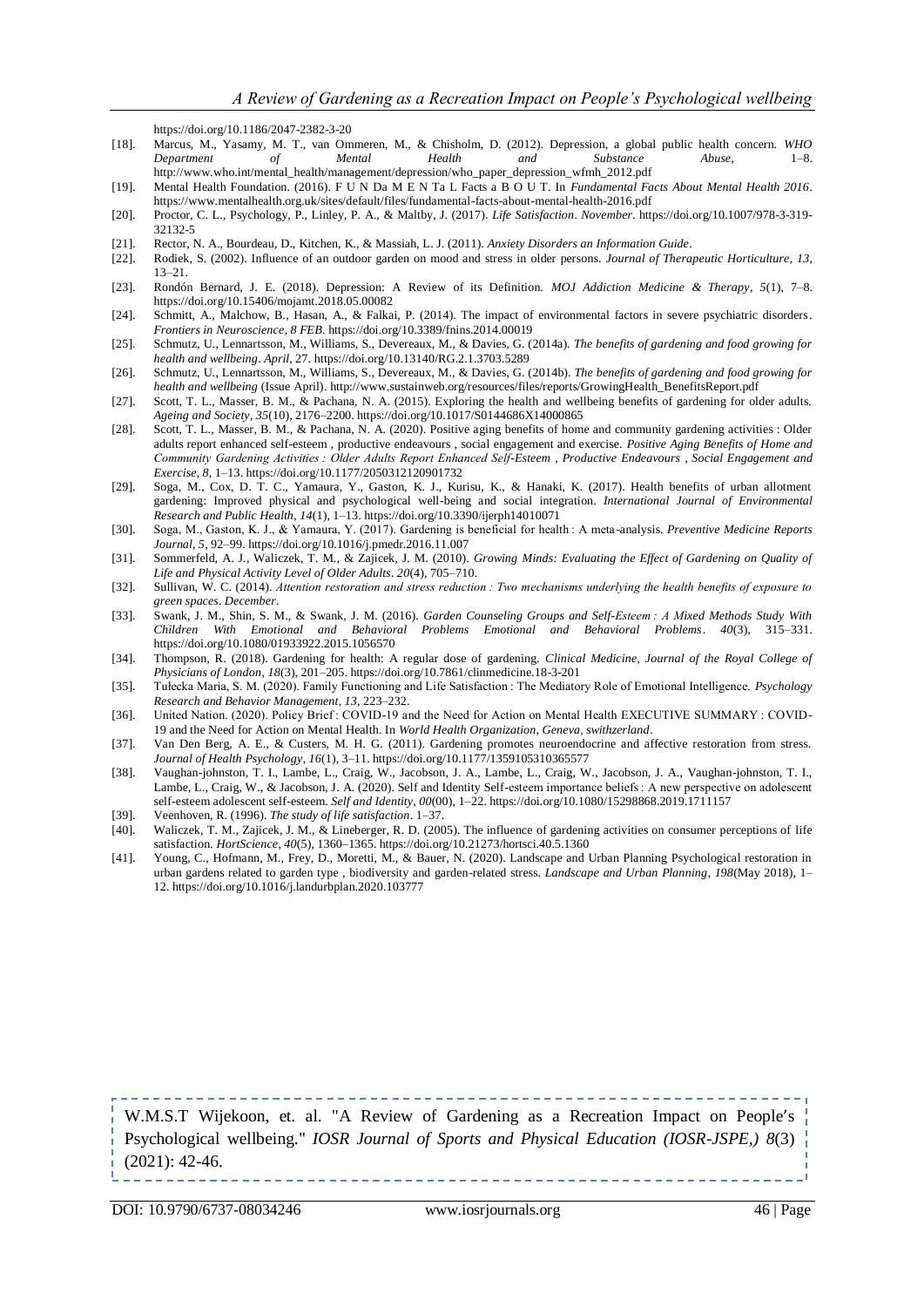https://doi.org/10.1186/2047-2382-3-20

[18]. Marcus, M., Yasamy, M. T., van Ommeren, M., & Chisholm, D. (2012). Depression, a global public health concern. *WHO Department of Mental Health and Substance Abuse*, 1–8. http://www.who.int/mental_health/management/depression/who_paper_depression_wfmh_2012.pdf

[19]. Mental Health Foundation. (2016). F U N Da M E N Ta L Facts a B O U T. In *Fundamental Facts About Mental Health 2016*. https://www.mentalhealth.org.uk/sites/default/files/fundamental-facts-about-mental-health-2016.pdf

[20]. Proctor, C. L., Psychology, P., Linley, P. A., & Maltby, J. (2017). *Life Satisfaction*. *November*. https://doi.org/10.1007/978-3-319-32132-5

[21]. Rector, N. A., Bourdeau, D., Kitchen, K., & Massiah, L. J. (2011). *Anxiety Disorders an Information Guide*.

[22]. Rodiek, S. (2002). Influence of an outdoor garden on mood and stress in older persons. *Journal of Therapeutic Horticulture*, *13*, 13–21.

[23]. Rondón Bernard, J. E. (2018). Depression: A Review of its Definition. *MOJ Addiction Medicine & Therapy*, *5*(1), 7–8. https://doi.org/10.15406/mojamt.2018.05.00082

[24]. Schmitt, A., Malchow, B., Hasan, A., & Falkai, P. (2014). The impact of environmental factors in severe psychiatric disorders. *Frontiers in Neuroscience*, *8 FEB*. https://doi.org/10.3389/fnins.2014.00019

[25]. Schmutz, U., Lennartsson, M., Williams, S., Devereaux, M., & Davies, G. (2014a). *The benefits of gardening and food growing for health and wellbeing*. *April*, 27. https://doi.org/10.13140/RG.2.1.3703.5289

[26]. Schmutz, U., Lennartsson, M., Williams, S., Devereaux, M., & Davies, G. (2014b). *The benefits of gardening and food growing for health and wellbeing* (Issue April). http://www.sustainweb.org/resources/files/reports/GrowingHealth_BenefitsReport.pdf

[27]. Scott, T. L., Masser, B. M., & Pachana, N. A. (2015). Exploring the health and wellbeing benefits of gardening for older adults. *Ageing and Society*, *35*(10), 2176–2200. https://doi.org/10.1017/S0144686X14000865

[28]. Scott, T. L., Masser, B. M., & Pachana, N. A. (2020). Positive aging benefits of home and community gardening activities : Older adults report enhanced self-esteem , productive endeavours , social engagement and exercise. *Positive Aging Benefits of Home and Community Gardening Activities : Older Adults Report Enhanced Self-Esteem , Productive Endeavours , Social Engagement and Exercise*, *8*, 1–13. https://doi.org/10.1177/2050312120901732

[29]. Soga, M., Cox, D. T. C., Yamaura, Y., Gaston, K. J., Kurisu, K., & Hanaki, K. (2017). Health benefits of urban allotment gardening: Improved physical and psychological well-being and social integration. *International Journal of Environmental Research and Public Health*, *14*(1), 1–13. https://doi.org/10.3390/ijerph14010071

[30]. Soga, M., Gaston, K. J., & Yamaura, Y. (2017). Gardening is beneficial for health : A meta-analysis. *Preventive Medicine Reports Journal*, *5*, 92–99. https://doi.org/10.1016/j.pmedr.2016.11.007

[31]. Sommerfeld, A. J., Waliczek, T. M., & Zajicek, J. M. (2010). *Growing Minds: Evaluating the Effect of Gardening on Quality of Life and Physical Activity Level of Older Adults*. *20*(4), 705–710.

[32]. Sullivan, W. C. (2014). *Attention restoration and stress reduction : Two mechanisms underlying the health benefits of exposure to green spaces*. *December*.

[33]. Swank, J. M., Shin, S. M., & Swank, J. M. (2016). *Garden Counseling Groups and Self-Esteem : A Mixed Methods Study With Children With Emotional and Behavioral Problems Emotional and Behavioral Problems*. *40*(3), 315–331. https://doi.org/10.1080/01933922.2015.1056570

[34]. Thompson, R. (2018). Gardening for health: A regular dose of gardening. *Clinical Medicine, Journal of the Royal College of Physicians of London*, *18*(3), 201–205. https://doi.org/10.7861/clinmedicine.18-3-201

[35]. Tułecka Maria, S. M. (2020). Family Functioning and Life Satisfaction : The Mediatory Role of Emotional Intelligence. *Psychology Research and Behavior Management*, *13*, 223–232.

[36]. United Nation. (2020). Policy Brief : COVID-19 and the Need for Action on Mental Health EXECUTIVE SUMMARY : COVID-19 and the Need for Action on Mental Health. In *World Health Organization, Geneva, swithzerland*.

[37]. Van Den Berg, A. E., & Custers, M. H. G. (2011). Gardening promotes neuroendocrine and affective restoration from stress. *Journal of Health Psychology*, *16*(1), 3–11. https://doi.org/10.1177/1359105310365577

[38]. Vaughan-johnston, T. I., Lambe, L., Craig, W., Jacobson, J. A., Lambe, L., Craig, W., Jacobson, J. A., Vaughan-johnston, T. I., Lambe, L., Craig, W., & Jacobson, J. A. (2020). Self and Identity Self-esteem importance beliefs : A new perspective on adolescent self-esteem adolescent self-esteem. *Self and Identity*, *00*(00), 1–22. https://doi.org/10.1080/15298868.2019.1711157

[39]. Veenhoven, R. (1996). *The study of life satisfaction*. 1–37.

[40]. Waliczek, T. M., Zajicek, J. M., & Lineberger, R. D. (2005). The influence of gardening activities on consumer perceptions of life satisfaction. *HortScience*, *40*(5), 1360–1365. https://doi.org/10.21273/hortsci.40.5.1360

[41]. Young, C., Hofmann, M., Frey, D., Moretti, M., & Bauer, N. (2020). Landscape and Urban Planning Psychological restoration in urban gardens related to garden type , biodiversity and garden-related stress. *Landscape and Urban Planning*, *198*(May 2018), 1–12. https://doi.org/10.1016/j.landurbplan.2020.103777

W.M.S.T Wijekoon, et. al. "A Review of Gardening as a Recreation Impact on People's Psychological wellbeing." *IOSR Journal of Sports and Physical Education (IOSR-JSPE,) 8*(3) (2021): 42-46.